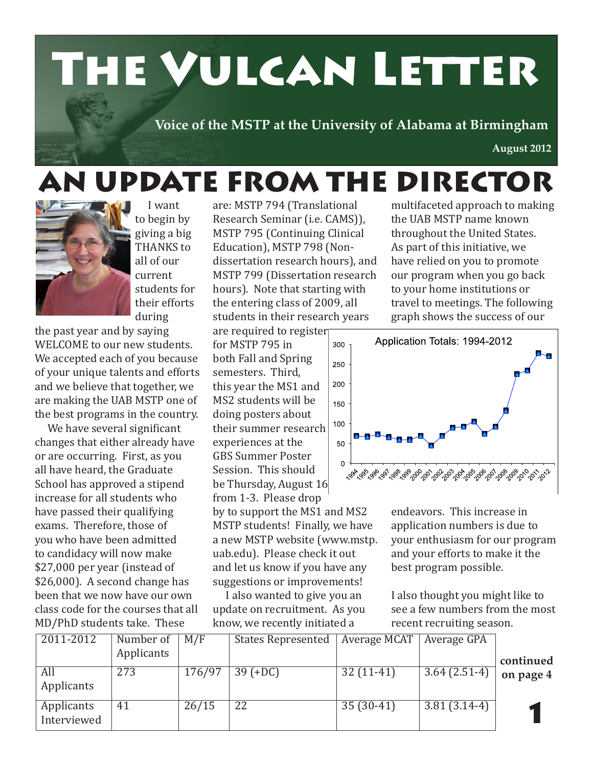# The Vulcan Letter

**Voice of the MSTP at the University of Alabama at Birmingham**

**August 2012**

# An Update from the Director

I want to begin by giving a big THANKS to all of our current students for their efforts during the past year and by saying WELCOME to our new students. We accepted each of you because of your unique talents and efforts and we believe that together, we are making the UAB MSTP one of the best programs in the country.

We have several significant changes that either already have or are occurring. First, as you all have heard, the Graduate School has approved a stipend increase for all students who have passed their qualifying exams. Therefore, those of you who have been admitted to candidacy will now make $27,000 per year (instead of $26,000). A second change has been that we now have our own class code for the courses that all MD/PhD students take. These are: MSTP 794 (Translational Research Seminar (i.e. CAMS)), MSTP 795 (Continuing Clinical Education), MSTP 798 (Non-dissertation research hours), and MSTP 799 (Dissertation research hours). Note that starting with the entering class of 2009, all students in their research years are required to register for MSTP 795 in both Fall and Spring semesters. Third, this year the MS1 and MS2 students will be doing posters about their summer research experiences at the GBS Summer Poster Session. This should be Thursday, August 16 from 1-3. Please drop by to support the MS1 and MS2 MSTP students! Finally, we have a new MSTP website (www.mstp.uab.edu). Please check it out and let us know if you have any suggestions or improvements!

I also wanted to give you an update on recruitment. As you know, we recently initiated a multifaceted approach to making the UAB MSTP name known throughout the United States. As part of this initiative, we have relied on you to promote our program when you go back to your home institutions or travel to meetings. The following graph shows the success of our endeavors. This increase in application numbers is due to your enthusiasm for our program and your efforts to make it the best program possible.

Application Totals: 1994-2012

I also thought you might like to see a few numbers from the most recent recruiting season.

| 2011-2012 | Number of Applicants | M/F | States Represented | Average MCAT | Average GPA |
|---|---|---|---|---|---|
| All Applicants | 273 | 176/97 | 39 (+DC) | 32 (11-41) | 3.64 (2.51-4) |
| Applicants Interviewed | 41 | 26/15 | 22 | 35 (30-41) | 3.81 (3.14-4) |

**continued on page 4**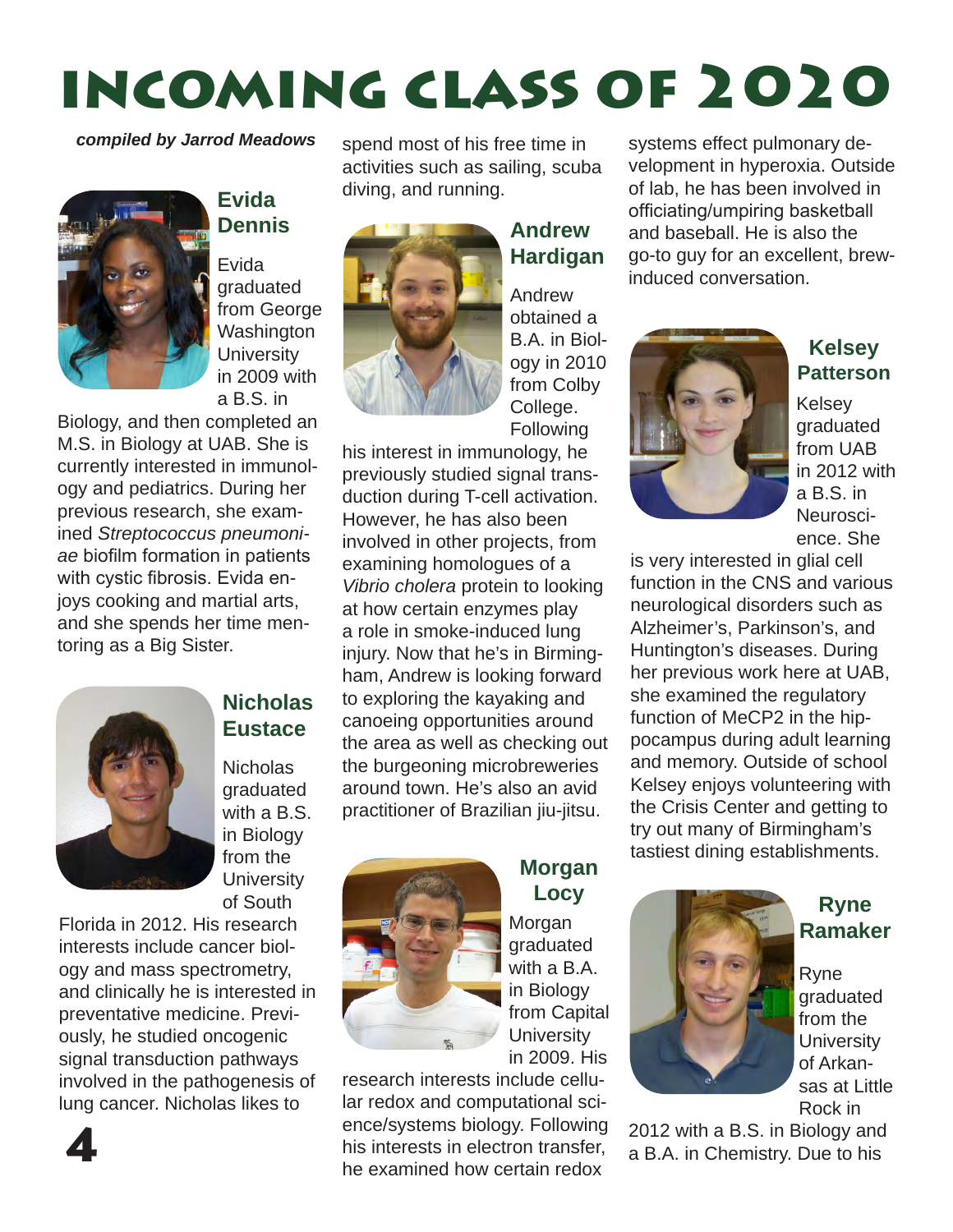# Incoming Class of 2020

***compiled by Jarrod Meadows***

## Evida Dennis

Evida graduated from George Washington University in 2009 with a B.S. in Biology, and then completed an M.S. in Biology at UAB. She is currently interested in immunology and pediatrics. During her previous research, she examined *Streptococcus pneumoniae* biofilm formation in patients with cystic fibrosis. Evida enjoys cooking and martial arts, and she spends her time mentoring as a Big Sister.

## Nicholas Eustace

Nicholas graduated with a B.S. in Biology from the University of South Florida in 2012. His research interests include cancer biology and mass spectrometry, and clinically he is interested in preventative medicine. Previously, he studied oncogenic signal transduction pathways involved in the pathogenesis of lung cancer. Nicholas likes to spend most of his free time in activities such as sailing, scuba diving, and running.

## Andrew Hardigan

Andrew obtained a B.A. in Biology in 2010 from Colby College. Following his interest in immunology, he previously studied signal transduction during T-cell activation. However, he has also been involved in other projects, from examining homologues of a *Vibrio cholera* protein to looking at how certain enzymes play a role in smoke-induced lung injury. Now that he's in Birmingham, Andrew is looking forward to exploring the kayaking and canoeing opportunities around the area as well as checking out the burgeoning microbreweries around town. He's also an avid practitioner of Brazilian jiu-jitsu.

## Morgan Locy

Morgan graduated with a B.A. in Biology from Capital University in 2009. His research interests include cellular redox and computational science/systems biology. Following his interests in electron transfer, he examined how certain redox systems effect pulmonary development in hyperoxia. Outside of lab, he has been involved in officiating/umpiring basketball and baseball. He is also the go-to guy for an excellent, brew-induced conversation.

## Kelsey Patterson

Kelsey graduated from UAB in 2012 with a B.S. in Neuroscience. She is very interested in glial cell function in the CNS and various neurological disorders such as Alzheimer's, Parkinson's, and Huntington's diseases. During her previous work here at UAB, she examined the regulatory function of MeCP2 in the hippocampus during adult learning and memory. Outside of school Kelsey enjoys volunteering with the Crisis Center and getting to try out many of Birmingham's tastiest dining establishments.

## Ryne Ramaker

Ryne graduated from the University of Arkansas at Little Rock in 2012 with a B.S. in Biology and a B.A. in Chemistry. Due to his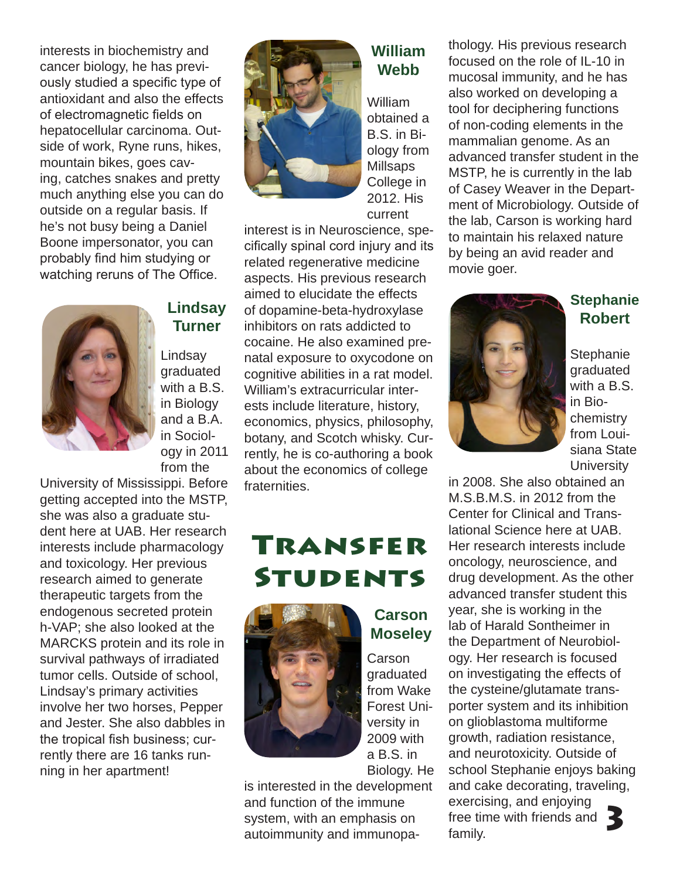interests in biochemistry and cancer biology, he has previously studied a specific type of antioxidant and also the effects of electromagnetic fields on hepatocellular carcinoma. Outside of work, Ryne runs, hikes, mountain bikes, goes caving, catches snakes and pretty much anything else you can do outside on a regular basis. If he's not busy being a Daniel Boone impersonator, you can probably find him studying or watching reruns of The Office.

### Lindsay Turner

Lindsay graduated with a B.S. in Biology and a B.A. in Sociology in 2011 from the University of Mississippi. Before getting accepted into the MSTP, she was also a graduate student here at UAB. Her research interests include pharmacology and toxicology. Her previous research aimed to generate therapeutic targets from the endogenous secreted protein h-VAP; she also looked at the MARCKS protein and its role in survival pathways of irradiated tumor cells. Outside of school, Lindsay's primary activities involve her two horses, Pepper and Jester. She also dabbles in the tropical fish business; currently there are 16 tanks running in her apartment!

### William Webb

William obtained a B.S. in Biology from Millsaps College in 2012. His current interest is in Neuroscience, specifically spinal cord injury and its related regenerative medicine aspects. His previous research aimed to elucidate the effects of dopamine-beta-hydroxylase inhibitors on rats addicted to cocaine. He also examined prenatal exposure to oxycodone on cognitive abilities in a rat model. William's extracurricular interests include literature, history, economics, physics, philosophy, botany, and Scotch whisky. Currently, he is co-authoring a book about the economics of college fraternities.

## Transfer Students

### Carson Moseley

Carson graduated from Wake Forest University in 2009 with a B.S. in Biology. He is interested in the development and function of the immune system, with an emphasis on autoimmunity and immunopathology. His previous research focused on the role of IL-10 in mucosal immunity, and he has also worked on developing a tool for deciphering functions of non-coding elements in the mammalian genome. As an advanced transfer student in the MSTP, he is currently in the lab of Casey Weaver in the Department of Microbiology. Outside of the lab, Carson is working hard to maintain his relaxed nature by being an avid reader and movie goer.

### Stephanie Robert

Stephanie graduated with a B.S. in Biochemistry from Louisiana State University in 2008. She also obtained an M.S.B.M.S. in 2012 from the Center for Clinical and Translational Science here at UAB. Her research interests include oncology, neuroscience, and drug development. As the other advanced transfer student this year, she is working in the lab of Harald Sontheimer in the Department of Neurobiology. Her research is focused on investigating the effects of the cysteine/glutamate transporter system and its inhibition on glioblastoma multiforme growth, radiation resistance, and neurotoxicity. Outside of school Stephanie enjoys baking and cake decorating, traveling, exercising, and enjoying free time with friends and family.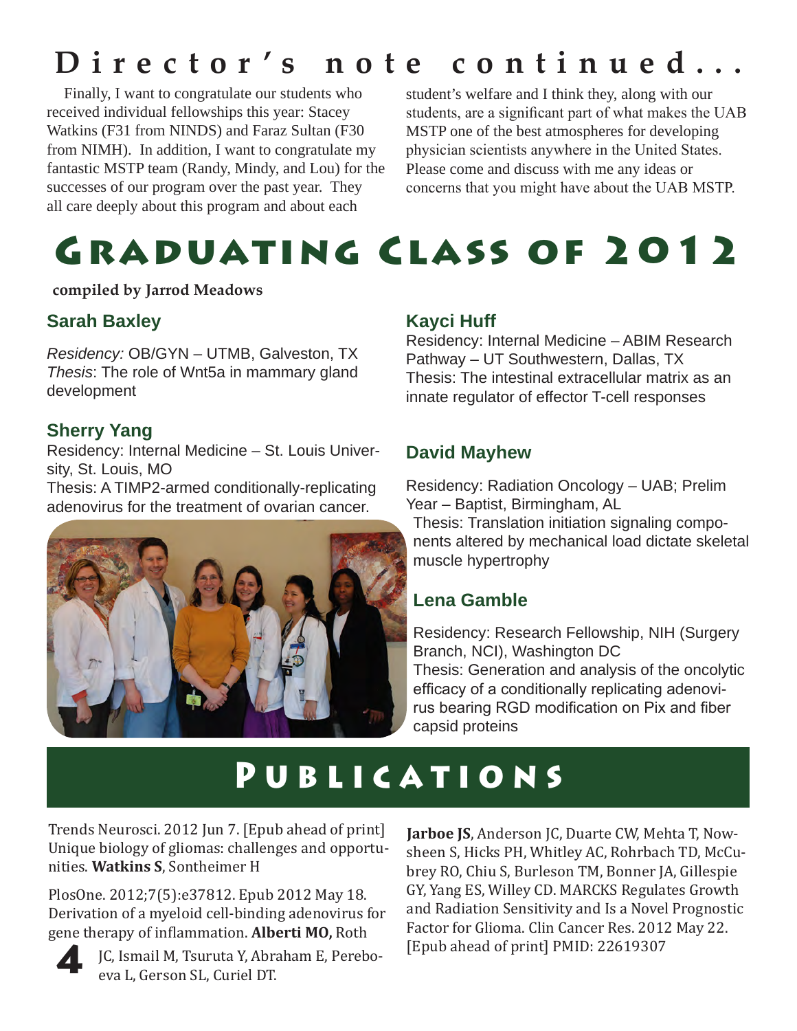# Director's note continued...

Finally, I want to congratulate our students who received individual fellowships this year: Stacey Watkins (F31 from NINDS) and Faraz Sultan (F30 from NIMH). In addition, I want to congratulate my fantastic MSTP team (Randy, Mindy, and Lou) for the successes of our program over the past year. They all care deeply about this program and about each student's welfare and I think they, along with our students, are a significant part of what makes the UAB MSTP one of the best atmospheres for developing physician scientists anywhere in the United States. Please come and discuss with me any ideas or concerns that you might have about the UAB MSTP.

# Graduating Class of 2012

**compiled by Jarrod Meadows**

### Sarah Baxley

*Residency:* OB/GYN – UTMB, Galveston, TX
*Thesis*: The role of Wnt5a in mammary gland development

### Sherry Yang

Residency: Internal Medicine – St. Louis University, St. Louis, MO
Thesis: A TIMP2-armed conditionally-replicating adenovirus for the treatment of ovarian cancer.

### Kayci Huff

Residency: Internal Medicine – ABIM Research Pathway – UT Southwestern, Dallas, TX
Thesis: The intestinal extracellular matrix as an innate regulator of effector T-cell responses

### David Mayhew

Residency: Radiation Oncology – UAB; Prelim Year – Baptist, Birmingham, AL
Thesis: Translation initiation signaling components altered by mechanical load dictate skeletal muscle hypertrophy

### Lena Gamble

Residency: Research Fellowship, NIH (Surgery Branch, NCI), Washington DC
Thesis: Generation and analysis of the oncolytic efficacy of a conditionally replicating adenovirus bearing RGD modification on Pix and fiber capsid proteins

# Publications

Trends Neurosci. 2012 Jun 7. [Epub ahead of print] Unique biology of gliomas: challenges and opportunities. **Watkins S**, Sontheimer H

PlosOne. 2012;7(5):e37812. Epub 2012 May 18. Derivation of a myeloid cell-binding adenovirus for gene therapy of inflammation. **Alberti MO,** Roth JC, Ismail M, Tsuruta Y, Abraham E, Pereboeva L, Gerson SL, Curiel DT.

**Jarboe JS**, Anderson JC, Duarte CW, Mehta T, Nowsheen S, Hicks PH, Whitley AC, Rohrbach TD, McCubrey RO, Chiu S, Burleson TM, Bonner JA, Gillespie GY, Yang ES, Willey CD. MARCKS Regulates Growth and Radiation Sensitivity and Is a Novel Prognostic Factor for Glioma. Clin Cancer Res. 2012 May 22. [Epub ahead of print] PMID: 22619307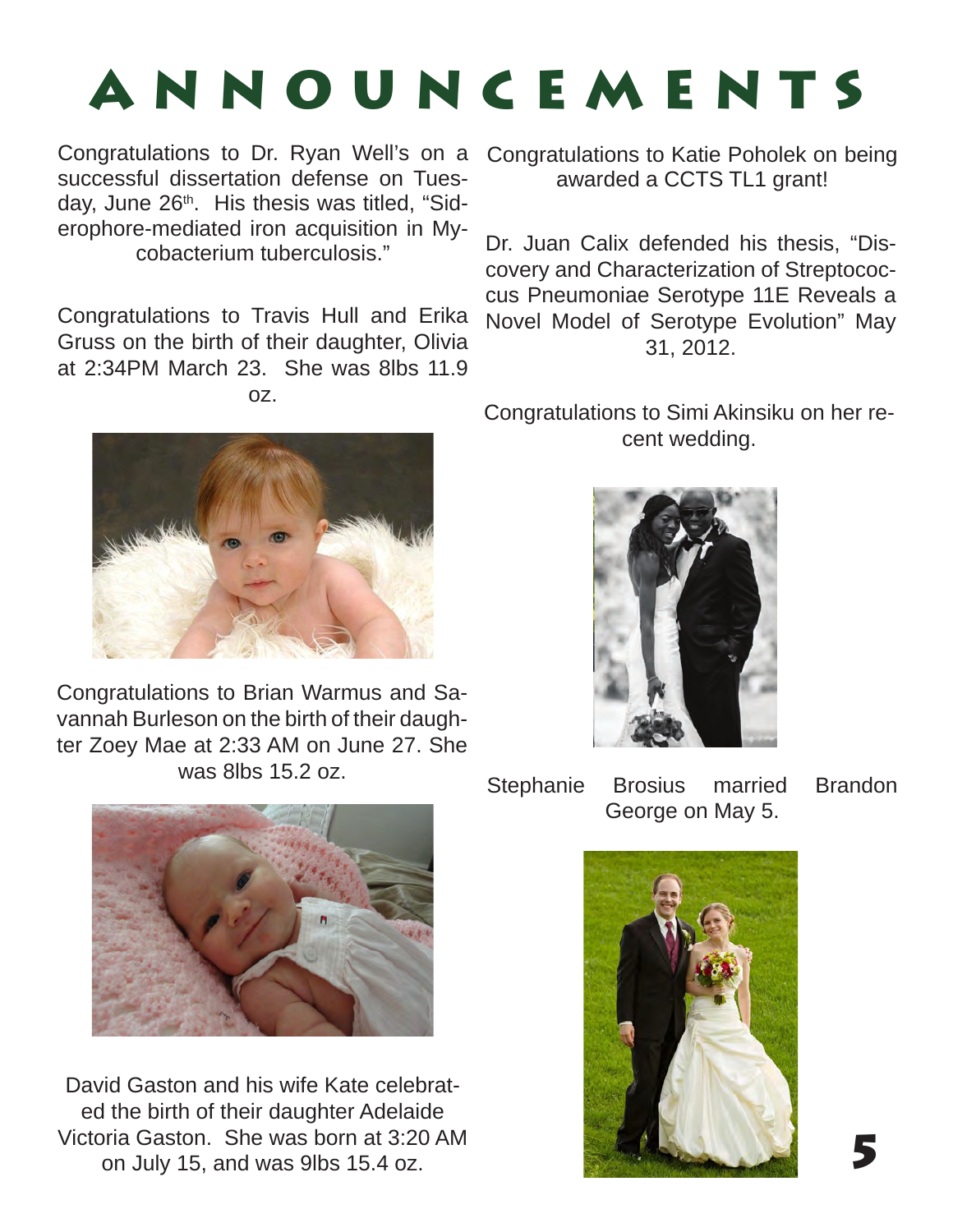# ANNOUNCEMENTS

Congratulations to Dr. Ryan Well's on a successful dissertation defense on Tuesday, June 26th. His thesis was titled, "Siderophore-mediated iron acquisition in Mycobacterium tuberculosis."

Congratulations to Travis Hull and Erika Gruss on the birth of their daughter, Olivia at 2:34PM March 23. She was 8lbs 11.9 oz.

Congratulations to Brian Warmus and Savannah Burleson on the birth of their daughter Zoey Mae at 2:33 AM on June 27. She was 8lbs 15.2 oz.

David Gaston and his wife Kate celebrated the birth of their daughter Adelaide Victoria Gaston. She was born at 3:20 AM on July 15, and was 9lbs 15.4 oz.

Congratulations to Katie Poholek on being awarded a CCTS TL1 grant!

Dr. Juan Calix defended his thesis, "Discovery and Characterization of Streptococcus Pneumoniae Serotype 11E Reveals a Novel Model of Serotype Evolution" May 31, 2012.

Congratulations to Simi Akinsiku on her recent wedding.

Stephanie Brosius married Brandon George on May 5.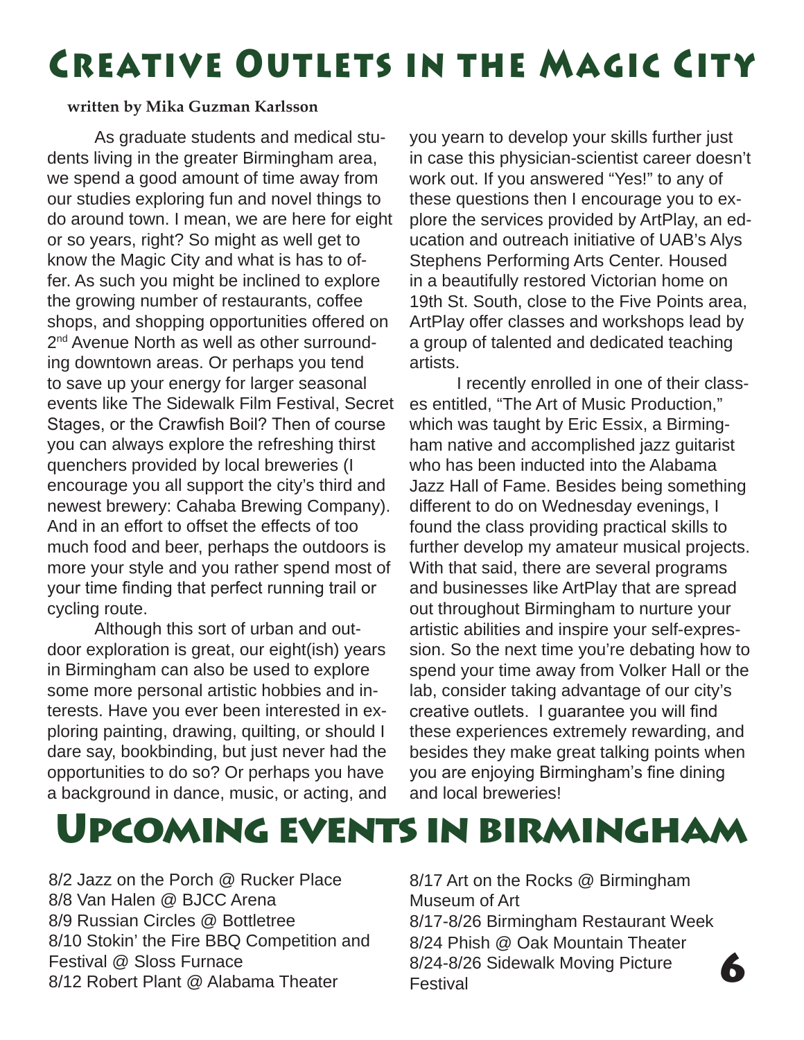// Creative Outlets in the Magic City

**written by Mika Guzman Karlsson**

As graduate students and medical students living in the greater Birmingham area, we spend a good amount of time away from our studies exploring fun and novel things to do around town. I mean, we are here for eight or so years, right? So might as well get to know the Magic City and what is has to offer. As such you might be inclined to explore the growing number of restaurants, coffee shops, and shopping opportunities offered on 2nd Avenue North as well as other surrounding downtown areas. Or perhaps you tend to save up your energy for larger seasonal events like The Sidewalk Film Festival, Secret Stages, or the Crawfish Boil? Then of course you can always explore the refreshing thirst quenchers provided by local breweries (I encourage you all support the city's third and newest brewery: Cahaba Brewing Company). And in an effort to offset the effects of too much food and beer, perhaps the outdoors is more your style and you rather spend most of your time finding that perfect running trail or cycling route.

Although this sort of urban and outdoor exploration is great, our eight(ish) years in Birmingham can also be used to explore some more personal artistic hobbies and interests. Have you ever been interested in exploring painting, drawing, quilting, or should I dare say, bookbinding, but just never had the opportunities to do so? Or perhaps you have a background in dance, music, or acting, and you yearn to develop your skills further just in case this physician-scientist career doesn't work out. If you answered "Yes!" to any of these questions then I encourage you to explore the services provided by ArtPlay, an education and outreach initiative of UAB's Alys Stephens Performing Arts Center. Housed in a beautifully restored Victorian home on 19th St. South, close to the Five Points area, ArtPlay offer classes and workshops lead by a group of talented and dedicated teaching artists.

I recently enrolled in one of their classes entitled, "The Art of Music Production," which was taught by Eric Essix, a Birmingham native and accomplished jazz guitarist who has been inducted into the Alabama Jazz Hall of Fame. Besides being something different to do on Wednesday evenings, I found the class providing practical skills to further develop my amateur musical projects. With that said, there are several programs and businesses like ArtPlay that are spread out throughout Birmingham to nurture your artistic abilities and inspire your self-expression. So the next time you're debating how to spend your time away from Volker Hall or the lab, consider taking advantage of our city's creative outlets. I guarantee you will find these experiences extremely rewarding, and besides they make great talking points when you are enjoying Birmingham's fine dining and local breweries!

# Upcoming events in Birmingham

8/2 Jazz on the Porch @ Rucker Place
8/8 Van Halen @ BJCC Arena
8/9 Russian Circles @ Bottletree
8/10 Stokin' the Fire BBQ Competition and Festival @ Sloss Furnace
8/12 Robert Plant @ Alabama Theater
8/17 Art on the Rocks @ Birmingham Museum of Art
8/17-8/26 Birmingham Restaurant Week
8/24 Phish @ Oak Mountain Theater
8/24-8/26 Sidewalk Moving Picture Festival

# Creative Outlets in the Magic City

**written by Mika Guzman Karlsson**

As graduate students and medical students living in the greater Birmingham area, we spend a good amount of time away from our studies exploring fun and novel things to do around town. I mean, we are here for eight or so years, right? So might as well get to know the Magic City and what is has to offer. As such you might be inclined to explore the growing number of restaurants, coffee shops, and shopping opportunities offered on 2nd Avenue North as well as other surrounding downtown areas. Or perhaps you tend to save up your energy for larger seasonal events like The Sidewalk Film Festival, Secret Stages, or the Crawfish Boil? Then of course you can always explore the refreshing thirst quenchers provided by local breweries (I encourage you all support the city's third and newest brewery: Cahaba Brewing Company). And in an effort to offset the effects of too much food and beer, perhaps the outdoors is more your style and you rather spend most of your time finding that perfect running trail or cycling route.

Although this sort of urban and outdoor exploration is great, our eight(ish) years in Birmingham can also be used to explore some more personal artistic hobbies and interests. Have you ever been interested in exploring painting, drawing, quilting, or should I dare say, bookbinding, but just never had the opportunities to do so? Or perhaps you have a background in dance, music, or acting, and you yearn to develop your skills further just in case this physician-scientist career doesn't work out. If you answered "Yes!" to any of these questions then I encourage you to explore the services provided by ArtPlay, an education and outreach initiative of UAB's Alys Stephens Performing Arts Center. Housed in a beautifully restored Victorian home on 19th St. South, close to the Five Points area, ArtPlay offer classes and workshops lead by a group of talented and dedicated teaching artists.

I recently enrolled in one of their classes entitled, "The Art of Music Production," which was taught by Eric Essix, a Birmingham native and accomplished jazz guitarist who has been inducted into the Alabama Jazz Hall of Fame. Besides being something different to do on Wednesday evenings, I found the class providing practical skills to further develop my amateur musical projects. With that said, there are several programs and businesses like ArtPlay that are spread out throughout Birmingham to nurture your artistic abilities and inspire your self-expression. So the next time you're debating how to spend your time away from Volker Hall or the lab, consider taking advantage of our city's creative outlets. I guarantee you will find these experiences extremely rewarding, and besides they make great talking points when you are enjoying Birmingham's fine dining and local breweries!

# Upcoming events in Birmingham

8/2 Jazz on the Porch @ Rucker Place
8/8 Van Halen @ BJCC Arena
8/9 Russian Circles @ Bottletree
8/10 Stokin' the Fire BBQ Competition and Festival @ Sloss Furnace
8/12 Robert Plant @ Alabama Theater
8/17 Art on the Rocks @ Birmingham Museum of Art
8/17-8/26 Birmingham Restaurant Week
8/24 Phish @ Oak Mountain Theater
8/24-8/26 Sidewalk Moving Picture Festival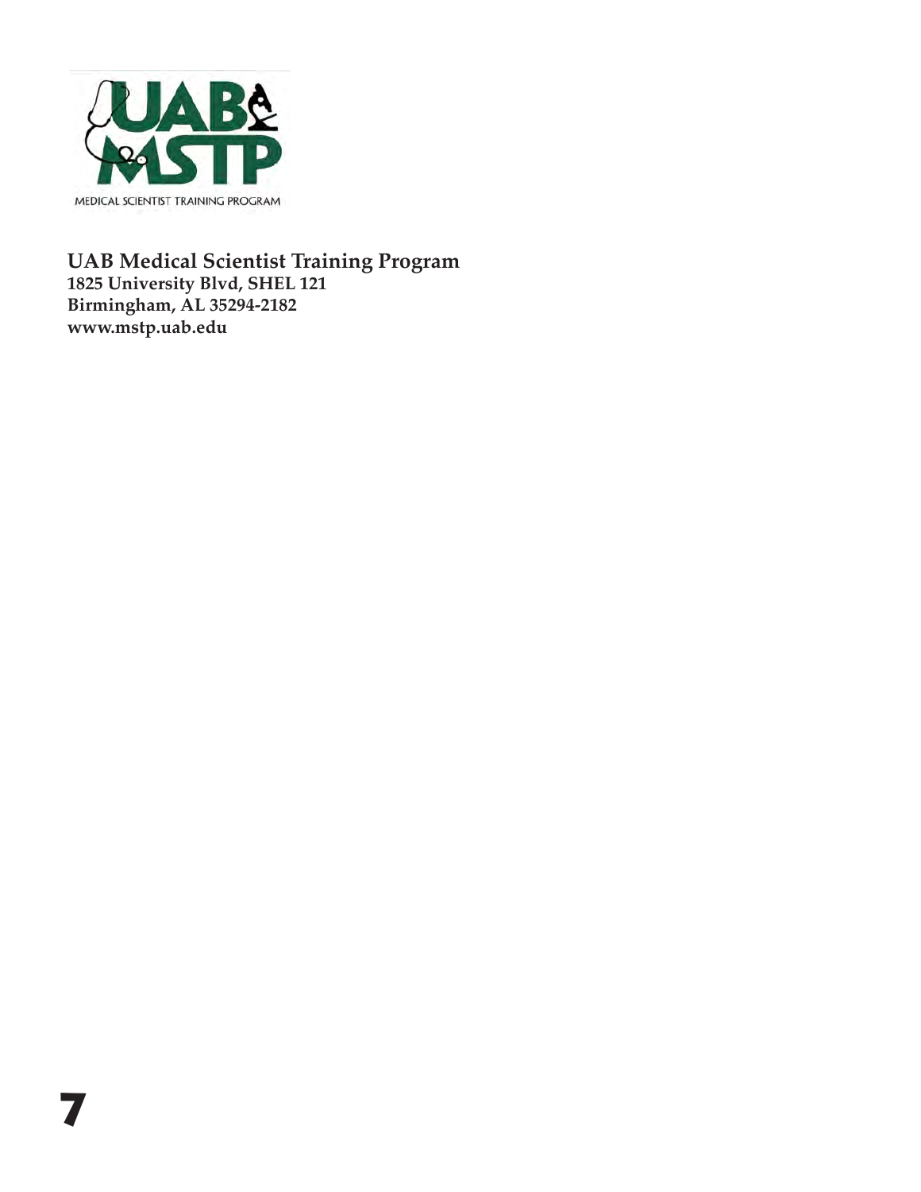**UAB Medical Scientist Training Program**
**1825 University Blvd, SHEL 121**
**Birmingham, AL 35294-2182**
**www.mstp.uab.edu**